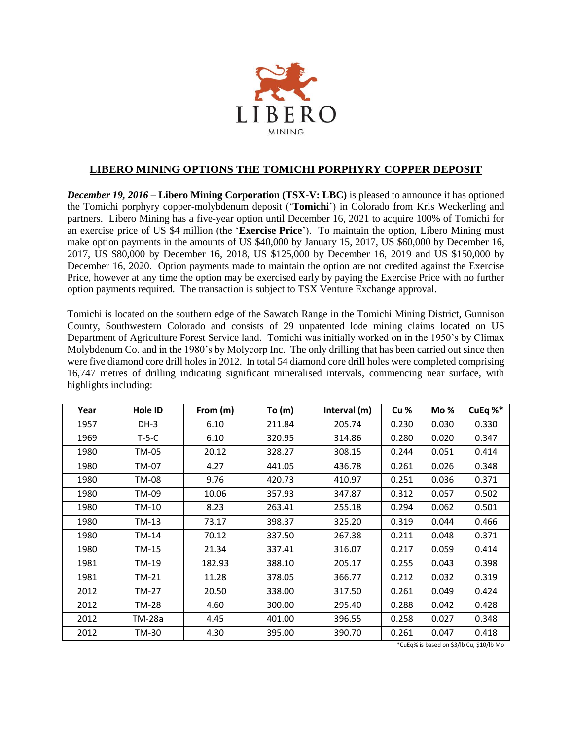LIBERO

MINING

# LIBERO MINING OPTIONS THE TOMICHI PORPHYRY COPPER DEPOSIT

***December 19, 2016*** **– Libero Mining Corporation (TSX-V: LBC)** is pleased to announce it has optioned the Tomichi porphyry copper-molybdenum deposit ('**Tomichi**') in Colorado from Kris Weckerling and partners. Libero Mining has a five-year option until December 16, 2021 to acquire 100% of Tomichi for an exercise price of US $4 million (the '**Exercise Price**'). To maintain the option, Libero Mining must make option payments in the amounts of US $40,000 by January 15, 2017, US $60,000 by December 16, 2017, US $80,000 by December 16, 2018, US $125,000 by December 16, 2019 and US $150,000 by December 16, 2020. Option payments made to maintain the option are not credited against the Exercise Price, however at any time the option may be exercised early by paying the Exercise Price with no further option payments required. The transaction is subject to TSX Venture Exchange approval.

Tomichi is located on the southern edge of the Sawatch Range in the Tomichi Mining District, Gunnison County, Southwestern Colorado and consists of 29 unpatented lode mining claims located on US Department of Agriculture Forest Service land. Tomichi was initially worked on in the 1950's by Climax Molybdenum Co. and in the 1980's by Molycorp Inc. The only drilling that has been carried out since then were five diamond core drill holes in 2012. In total 54 diamond core drill holes were completed comprising 16,747 metres of drilling indicating significant mineralised intervals, commencing near surface, with highlights including:

| Year | Hole ID | From (m) | To (m) | Interval (m) | Cu % | Mo % | CuEq %* |
|---|---|---|---|---|---|---|---|
| 1957 | DH-3 | 6.10 | 211.84 | 205.74 | 0.230 | 0.030 | 0.330 |
| 1969 | T-5-C | 6.10 | 320.95 | 314.86 | 0.280 | 0.020 | 0.347 |
| 1980 | TM-05 | 20.12 | 328.27 | 308.15 | 0.244 | 0.051 | 0.414 |
| 1980 | TM-07 | 4.27 | 441.05 | 436.78 | 0.261 | 0.026 | 0.348 |
| 1980 | TM-08 | 9.76 | 420.73 | 410.97 | 0.251 | 0.036 | 0.371 |
| 1980 | TM-09 | 10.06 | 357.93 | 347.87 | 0.312 | 0.057 | 0.502 |
| 1980 | TM-10 | 8.23 | 263.41 | 255.18 | 0.294 | 0.062 | 0.501 |
| 1980 | TM-13 | 73.17 | 398.37 | 325.20 | 0.319 | 0.044 | 0.466 |
| 1980 | TM-14 | 70.12 | 337.50 | 267.38 | 0.211 | 0.048 | 0.371 |
| 1980 | TM-15 | 21.34 | 337.41 | 316.07 | 0.217 | 0.059 | 0.414 |
| 1981 | TM-19 | 182.93 | 388.10 | 205.17 | 0.255 | 0.043 | 0.398 |
| 1981 | TM-21 | 11.28 | 378.05 | 366.77 | 0.212 | 0.032 | 0.319 |
| 2012 | TM-27 | 20.50 | 338.00 | 317.50 | 0.261 | 0.049 | 0.424 |
| 2012 | TM-28 | 4.60 | 300.00 | 295.40 | 0.288 | 0.042 | 0.428 |
| 2012 | TM-28a | 4.45 | 401.00 | 396.55 | 0.258 | 0.027 | 0.348 |
| 2012 | TM-30 | 4.30 | 395.00 | 390.70 | 0.261 | 0.047 | 0.418 |

*CuEq% is based on $3/lb Cu, $10/lb Mo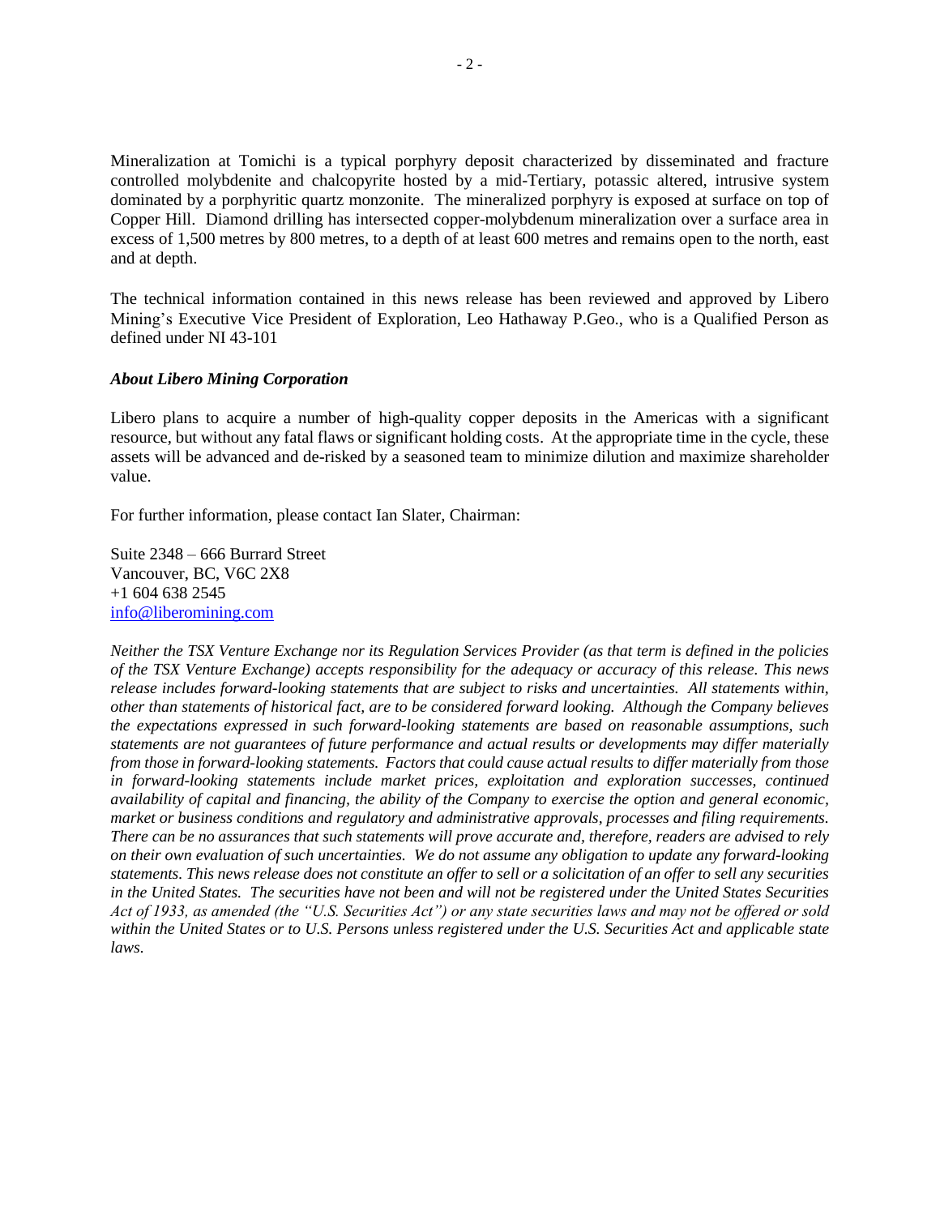Mineralization at Tomichi is a typical porphyry deposit characterized by disseminated and fracture controlled molybdenite and chalcopyrite hosted by a mid-Tertiary, potassic altered, intrusive system dominated by a porphyritic quartz monzonite. The mineralized porphyry is exposed at surface on top of Copper Hill. Diamond drilling has intersected copper-molybdenum mineralization over a surface area in excess of 1,500 metres by 800 metres, to a depth of at least 600 metres and remains open to the north, east and at depth.

The technical information contained in this news release has been reviewed and approved by Libero Mining's Executive Vice President of Exploration, Leo Hathaway P.Geo., who is a Qualified Person as defined under NI 43-101

### *About Libero Mining Corporation*

Libero plans to acquire a number of high-quality copper deposits in the Americas with a significant resource, but without any fatal flaws or significant holding costs. At the appropriate time in the cycle, these assets will be advanced and de-risked by a seasoned team to minimize dilution and maximize shareholder value.

For further information, please contact Ian Slater, Chairman:

Suite 2348 – 666 Burrard Street
Vancouver, BC, V6C 2X8
+1 604 638 2545
info@liberomining.com

*Neither the TSX Venture Exchange nor its Regulation Services Provider (as that term is defined in the policies of the TSX Venture Exchange) accepts responsibility for the adequacy or accuracy of this release. This news release includes forward-looking statements that are subject to risks and uncertainties. All statements within, other than statements of historical fact, are to be considered forward looking. Although the Company believes the expectations expressed in such forward-looking statements are based on reasonable assumptions, such statements are not guarantees of future performance and actual results or developments may differ materially from those in forward-looking statements. Factors that could cause actual results to differ materially from those in forward-looking statements include market prices, exploitation and exploration successes, continued availability of capital and financing, the ability of the Company to exercise the option and general economic, market or business conditions and regulatory and administrative approvals, processes and filing requirements. There can be no assurances that such statements will prove accurate and, therefore, readers are advised to rely on their own evaluation of such uncertainties. We do not assume any obligation to update any forward-looking statements. This news release does not constitute an offer to sell or a solicitation of an offer to sell any securities in the United States. The securities have not been and will not be registered under the United States Securities Act of 1933, as amended (the "U.S. Securities Act") or any state securities laws and may not be offered or sold within the United States or to U.S. Persons unless registered under the U.S. Securities Act and applicable state laws.*